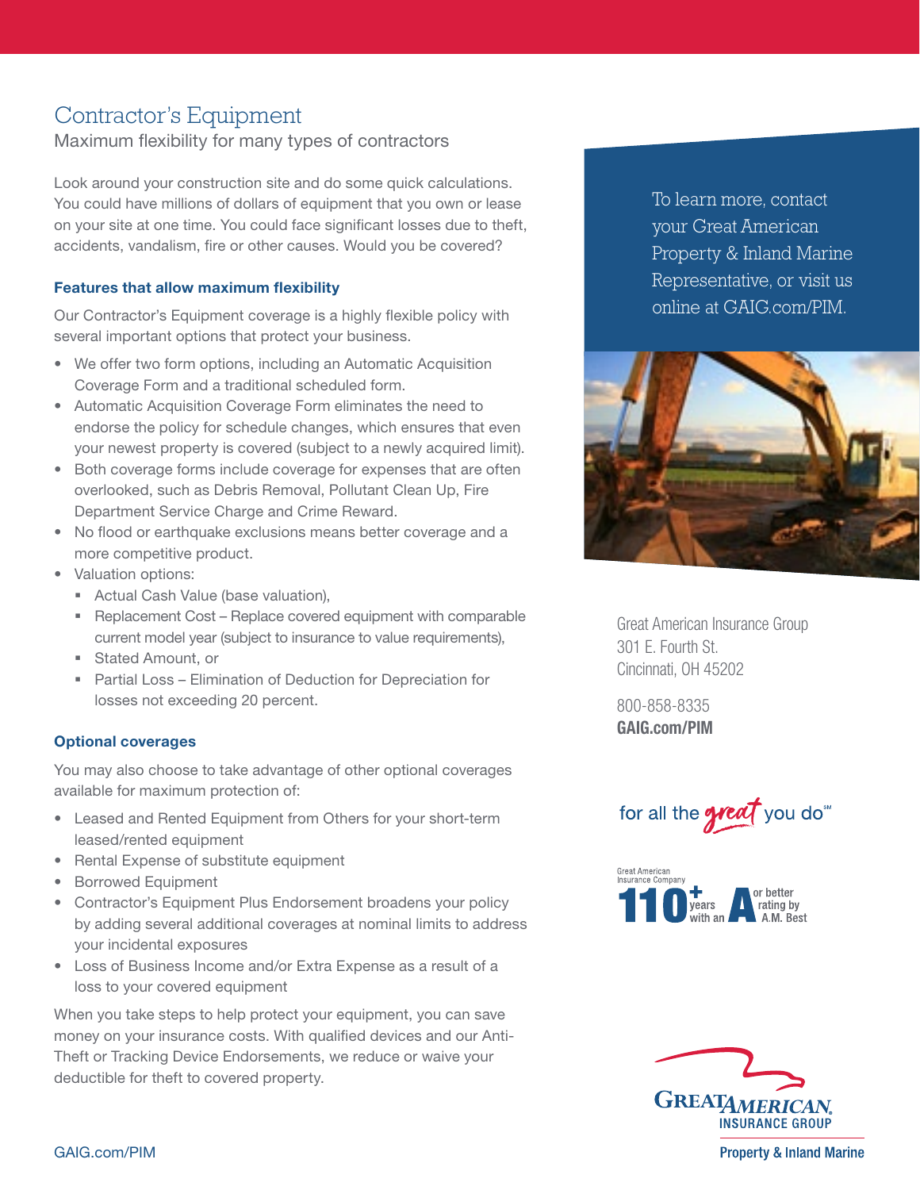# Contractor's Equipment

Maximum flexibility for many types of contractors

Look around your construction site and do some quick calculations. You could have millions of dollars of equipment that you own or lease on your site at one time. You could face significant losses due to theft, accidents, vandalism, fire or other causes. Would you be covered?

### Features that allow maximum flexibility

Our Contractor's Equipment coverage is a highly flexible policy with several important options that protect your business.

- We offer two form options, including an Automatic Acquisition Coverage Form and a traditional scheduled form.
- Automatic Acquisition Coverage Form eliminates the need to endorse the policy for schedule changes, which ensures that even your newest property is covered (subject to a newly acquired limit).
- Both coverage forms include coverage for expenses that are often overlooked, such as Debris Removal, Pollutant Clean Up, Fire Department Service Charge and Crime Reward.
- No flood or earthquake exclusions means better coverage and a more competitive product.
- Valuation options:
  - Actual Cash Value (base valuation),
  - Replacement Cost – Replace covered equipment with comparable current model year (subject to insurance to value requirements),
  - Stated Amount, or
  - Partial Loss – Elimination of Deduction for Depreciation for losses not exceeding 20 percent.

### Optional coverages

You may also choose to take advantage of other optional coverages available for maximum protection of:

- Leased and Rented Equipment from Others for your short-term leased/rented equipment
- Rental Expense of substitute equipment
- Borrowed Equipment
- Contractor's Equipment Plus Endorsement broadens your policy by adding several additional coverages at nominal limits to address your incidental exposures
- Loss of Business Income and/or Extra Expense as a result of a loss to your covered equipment

When you take steps to help protect your equipment, you can save money on your insurance costs. With qualified devices and our Anti-Theft or Tracking Device Endorsements, we reduce or waive your deductible for theft to covered property.

To learn more, contact your Great American Property & Inland Marine Representative, or visit us online at GAIG.com/PIM.

Great American Insurance Group
301 E. Fourth St.
Cincinnati, OH 45202

800-858-8335
**GAIG.com/PIM**

for all the great you do℠

Great American Insurance Company 110+ years with an A or better rating by A.M. Best

GREAT AMERICAN INSURANCE GROUP
Property & Inland Marine

GAIG.com/PIM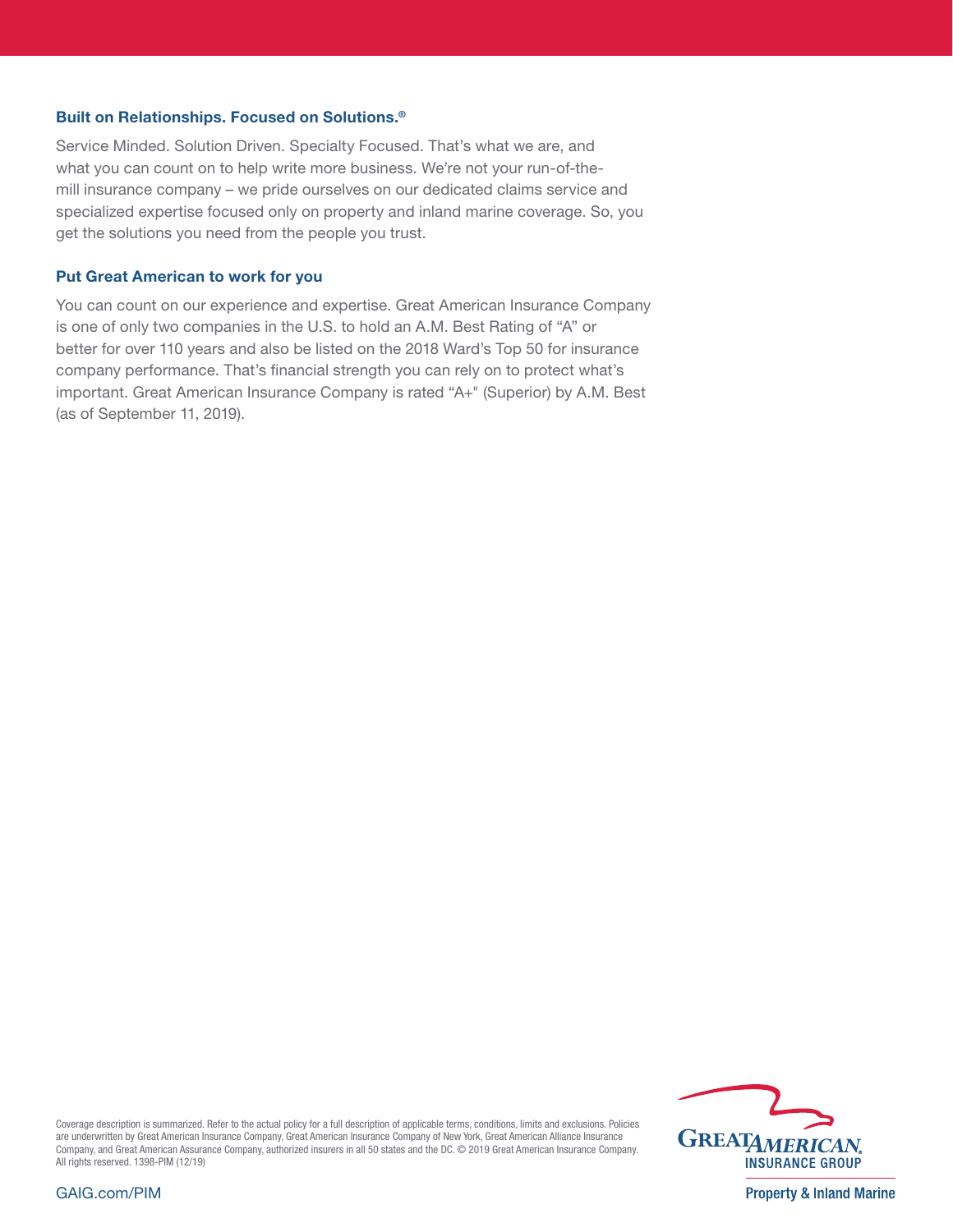### Built on Relationships. Focused on Solutions.®

Service Minded. Solution Driven. Specialty Focused. That's what we are, and what you can count on to help write more business. We're not your run-of-the-mill insurance company – we pride ourselves on our dedicated claims service and specialized expertise focused only on property and inland marine coverage. So, you get the solutions you need from the people you trust.

### Put Great American to work for you

You can count on our experience and expertise. Great American Insurance Company is one of only two companies in the U.S. to hold an A.M. Best Rating of "A" or better for over 110 years and also be listed on the 2018 Ward's Top 50 for insurance company performance. That's financial strength you can rely on to protect what's important. Great American Insurance Company is rated "A+" (Superior) by A.M. Best (as of September 11, 2019).

Coverage description is summarized. Refer to the actual policy for a full description of applicable terms, conditions, limits and exclusions. Policies are underwritten by Great American Insurance Company, Great American Insurance Company of New York, Great American Alliance Insurance Company, and Great American Assurance Company, authorized insurers in all 50 states and the DC. © 2019 Great American Insurance Company. All rights reserved. 1398-PIM (12/19)

GAIG.com/PIM

GREAT AMERICAN. INSURANCE GROUP

Property & Inland Marine